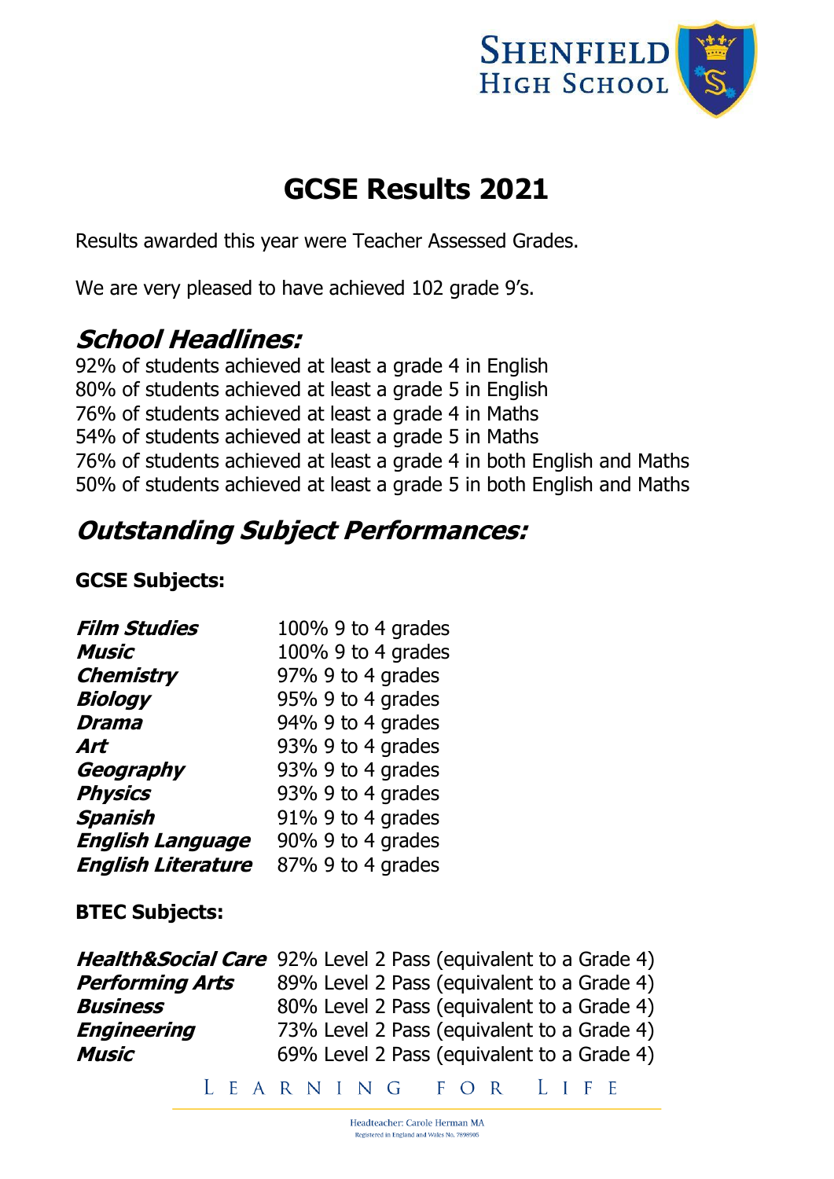Shenfield High School

# GCSE Results 2021

Results awarded this year were Teacher Assessed Grades.

We are very pleased to have achieved 102 grade 9's.

## *School Headlines:*

92% of students achieved at least a grade 4 in English
80% of students achieved at least a grade 5 in English
76% of students achieved at least a grade 4 in Maths
54% of students achieved at least a grade 5 in Maths
76% of students achieved at least a grade 4 in both English and Maths
50% of students achieved at least a grade 5 in both English and Maths

## *Outstanding Subject Performances:*

**GCSE Subjects:**

| | |
|---|---|
| ***Film Studies*** | 100% 9 to 4 grades |
| ***Music*** | 100% 9 to 4 grades |
| ***Chemistry*** | 97% 9 to 4 grades |
| ***Biology*** | 95% 9 to 4 grades |
| ***Drama*** | 94% 9 to 4 grades |
| ***Art*** | 93% 9 to 4 grades |
| ***Geography*** | 93% 9 to 4 grades |
| ***Physics*** | 93% 9 to 4 grades |
| ***Spanish*** | 91% 9 to 4 grades |
| ***English Language*** | 90% 9 to 4 grades |
| ***English Literature*** | 87% 9 to 4 grades |

**BTEC Subjects:**

| | |
|---|---|
| ***Health&Social Care*** | 92% Level 2 Pass (equivalent to a Grade 4) |
| ***Performing Arts*** | 89% Level 2 Pass (equivalent to a Grade 4) |
| ***Business*** | 80% Level 2 Pass (equivalent to a Grade 4) |
| ***Engineering*** | 73% Level 2 Pass (equivalent to a Grade 4) |
| ***Music*** | 69% Level 2 Pass (equivalent to a Grade 4) |

LEARNING FOR LIFE

Headteacher: Carole Herman MA
Registered in England and Wales No. 7898905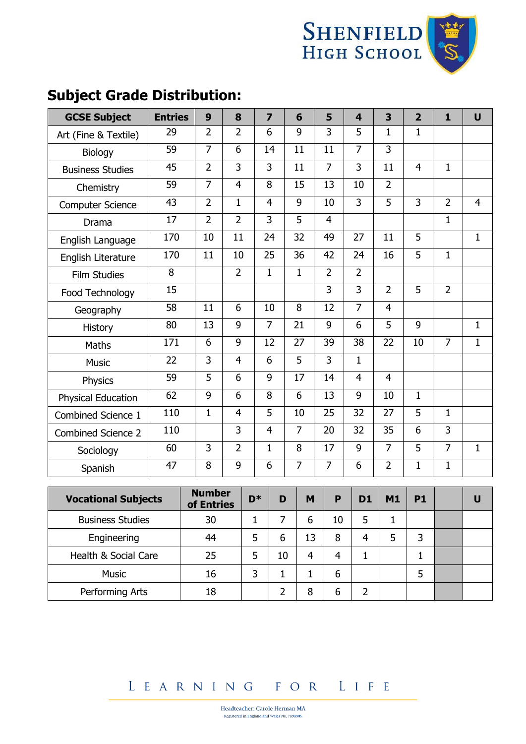## Subject Grade Distribution:

| GCSE Subject | Entries | 9 | 8 | 7 | 6 | 5 | 4 | 3 | 2 | 1 | U |
|---|---|---|---|---|---|---|---|---|---|---|---|
| Art (Fine & Textile) | 29 | 2 | 2 | 6 | 9 | 3 | 5 | 1 | 1 | | |
| Biology | 59 | 7 | 6 | 14 | 11 | 11 | 7 | 3 | | | |
| Business Studies | 45 | 2 | 3 | 3 | 11 | 7 | 3 | 11 | 4 | 1 | |
| Chemistry | 59 | 7 | 4 | 8 | 15 | 13 | 10 | 2 | | | |
| Computer Science | 43 | 2 | 1 | 4 | 9 | 10 | 3 | 5 | 3 | 2 | 4 |
| Drama | 17 | 2 | 2 | 3 | 5 | 4 | | | | 1 | |
| English Language | 170 | 10 | 11 | 24 | 32 | 49 | 27 | 11 | 5 | | 1 |
| English Literature | 170 | 11 | 10 | 25 | 36 | 42 | 24 | 16 | 5 | 1 | |
| Film Studies | 8 | | 2 | 1 | 1 | 2 | 2 | | | | |
| Food Technology | 15 | | | | | 3 | 3 | 2 | 5 | 2 | |
| Geography | 58 | 11 | 6 | 10 | 8 | 12 | 7 | 4 | | | |
| History | 80 | 13 | 9 | 7 | 21 | 9 | 6 | 5 | 9 | | 1 |
| Maths | 171 | 6 | 9 | 12 | 27 | 39 | 38 | 22 | 10 | 7 | 1 |
| Music | 22 | 3 | 4 | 6 | 5 | 3 | 1 | | | | |
| Physics | 59 | 5 | 6 | 9 | 17 | 14 | 4 | 4 | | | |
| Physical Education | 62 | 9 | 6 | 8 | 6 | 13 | 9 | 10 | 1 | | |
| Combined Science 1 | 110 | 1 | 4 | 5 | 10 | 25 | 32 | 27 | 5 | 1 | |
| Combined Science 2 | 110 | | 3 | 4 | 7 | 20 | 32 | 35 | 6 | 3 | |
| Sociology | 60 | 3 | 2 | 1 | 8 | 17 | 9 | 7 | 5 | 7 | 1 |
| Spanish | 47 | 8 | 9 | 6 | 7 | 7 | 6 | 2 | 1 | 1 | |

| Vocational Subjects | Number of Entries | D* | D | M | P | D1 | M1 | P1 | | U |
|---|---|---|---|---|---|---|---|---|---|---|
| Business Studies | 30 | 1 | 7 | 6 | 10 | 5 | 1 | | | |
| Engineering | 44 | 5 | 6 | 13 | 8 | 4 | 5 | 3 | | |
| Health & Social Care | 25 | 5 | 10 | 4 | 4 | 1 | | 1 | | |
| Music | 16 | 3 | 1 | 1 | 6 | | | 5 | | |
| Performing Arts | 18 | | 2 | 8 | 6 | 2 | | | | |

LEARNING FOR LIFE

Headteacher: Carole Herman MA
Registered in England and Wales No. 7898905